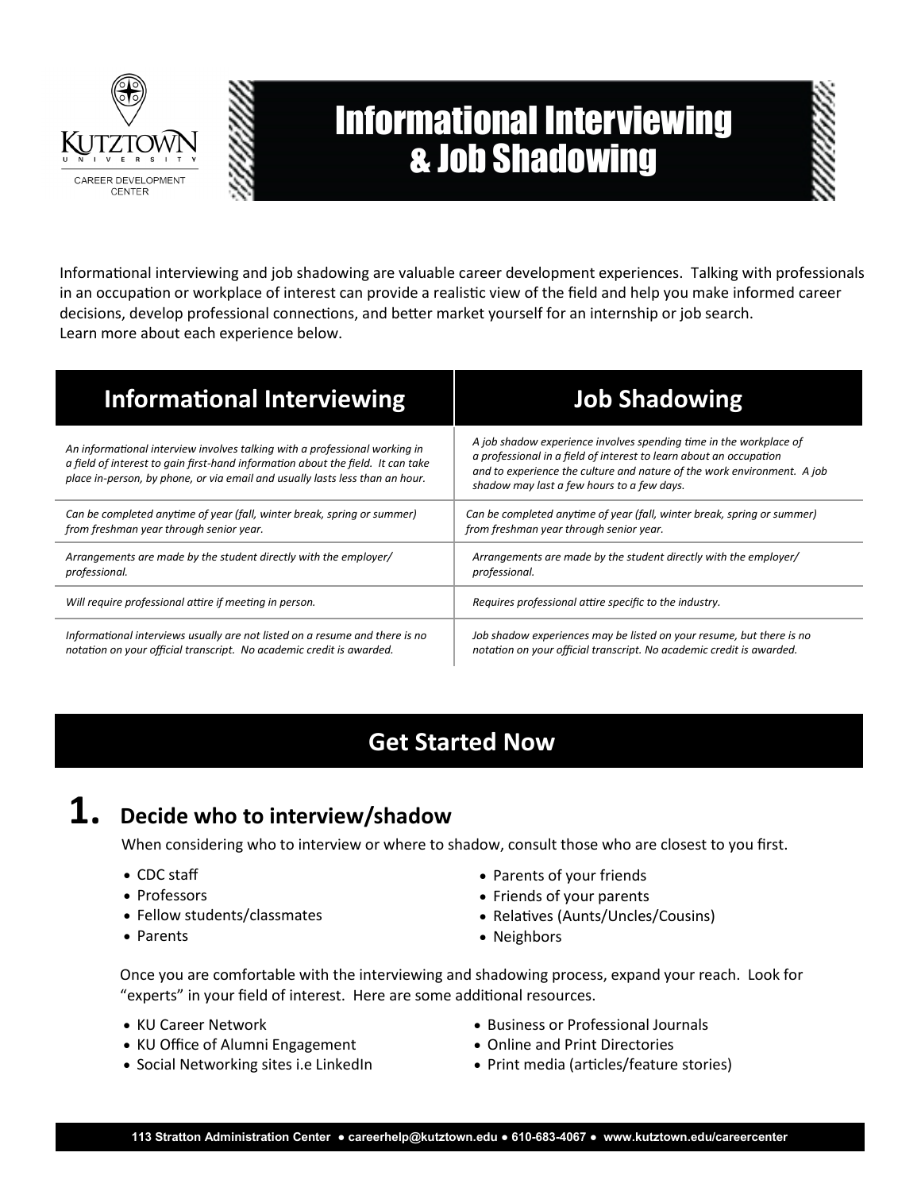Kutztown University Career Development Center

# Informational Interviewing & Job Shadowing

Informational interviewing and job shadowing are valuable career development experiences. Talking with professionals in an occupation or workplace of interest can provide a realistic view of the field and help you make informed career decisions, develop professional connections, and better market yourself for an internship or job search.
Learn more about each experience below.

| Informational Interviewing | Job Shadowing |
|---|---|
| *An informational interview involves talking with a professional working in a field of interest to gain first-hand information about the field. It can take place in-person, by phone, or via email and usually lasts less than an hour.* | *A job shadow experience involves spending time in the workplace of a professional in a field of interest to learn about an occupation and to experience the culture and nature of the work environment. A job shadow may last a few hours to a few days.* |
| *Can be completed anytime of year (fall, winter break, spring or summer) from freshman year through senior year.* | *Can be completed anytime of year (fall, winter break, spring or summer) from freshman year through senior year.* |
| *Arrangements are made by the student directly with the employer/ professional.* | *Arrangements are made by the student directly with the employer/ professional.* |
| *Will require professional attire if meeting in person.* | *Requires professional attire specific to the industry.* |
| *Informational interviews usually are not listed on a resume and there is no notation on your official transcript. No academic credit is awarded.* | *Job shadow experiences may be listed on your resume, but there is no notation on your official transcript. No academic credit is awarded.* |

## Get Started Now

### 1. Decide who to interview/shadow

When considering who to interview or where to shadow, consult those who are closest to you first.

- CDC staff
- Professors
- Fellow students/classmates
- Parents
- Parents of your friends
- Friends of your parents
- Relatives (Aunts/Uncles/Cousins)
- Neighbors

Once you are comfortable with the interviewing and shadowing process, expand your reach. Look for "experts" in your field of interest. Here are some additional resources.

- KU Career Network
- KU Office of Alumni Engagement
- Social Networking sites i.e LinkedIn
- Business or Professional Journals
- Online and Print Directories
- Print media (articles/feature stories)

113 Stratton Administration Center ● careerhelp@kutztown.edu ● 610-683-4067 ● www.kutztown.edu/careercenter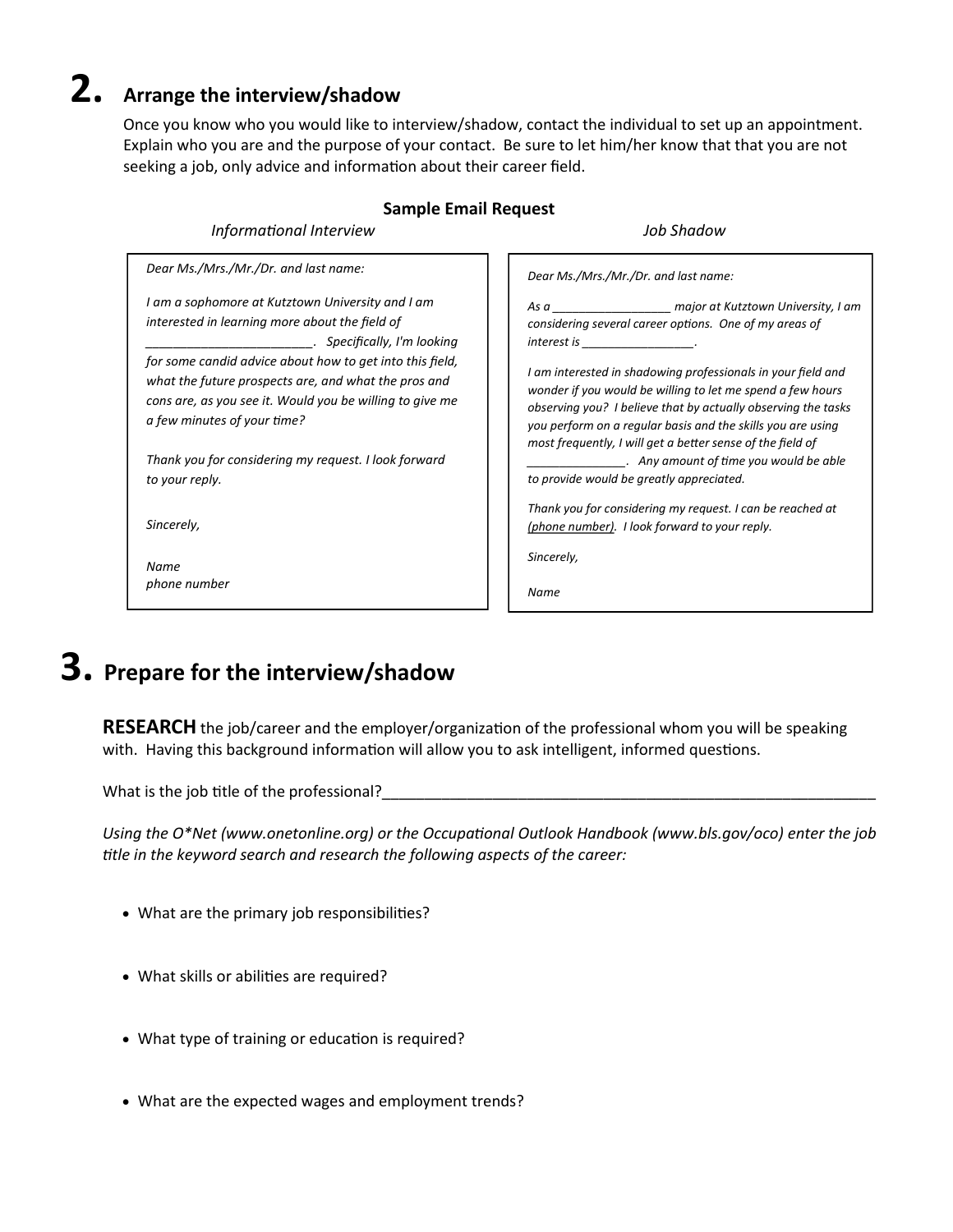# 2. Arrange the interview/shadow

Once you know who you would like to interview/shadow, contact the individual to set up an appointment. Explain who you are and the purpose of your contact. Be sure to let him/her know that that you are not seeking a job, only advice and information about their career field.

**Sample Email Request**

*Informational Interview*

> *Dear Ms./Mrs./Mr./Dr. and last name:*
>
> *I am a sophomore at Kutztown University and I am interested in learning more about the field of ________________________. Specifically, I'm looking for some candid advice about how to get into this field, what the future prospects are, and what the pros and cons are, as you see it. Would you be willing to give me a few minutes of your time?*
>
> *Thank you for considering my request. I look forward to your reply.*
>
> *Sincerely,*
>
> *Name*
> *phone number*

*Job Shadow*

> *Dear Ms./Mrs./Mr./Dr. and last name:*
>
> *As a __________________ major at Kutztown University, I am considering several career options. One of my areas of interest is ________________.*
>
> *I am interested in shadowing professionals in your field and wonder if you would be willing to let me spend a few hours observing you? I believe that by actually observing the tasks you perform on a regular basis and the skills you are using most frequently, I will get a better sense of the field of ______________. Any amount of time you would be able to provide would be greatly appreciated.*
>
> *Thank you for considering my request. I can be reached at (phone number). I look forward to your reply.*
>
> *Sincerely,*
>
> *Name*

# 3. Prepare for the interview/shadow

**RESEARCH** the job/career and the employer/organization of the professional whom you will be speaking with. Having this background information will allow you to ask intelligent, informed questions.

What is the job title of the professional?____________________________________________________________

*Using the O\*Net (www.onetonline.org) or the Occupational Outlook Handbook (www.bls.gov/oco) enter the job title in the keyword search and research the following aspects of the career:*

- What are the primary job responsibilities?
- What skills or abilities are required?
- What type of training or education is required?
- What are the expected wages and employment trends?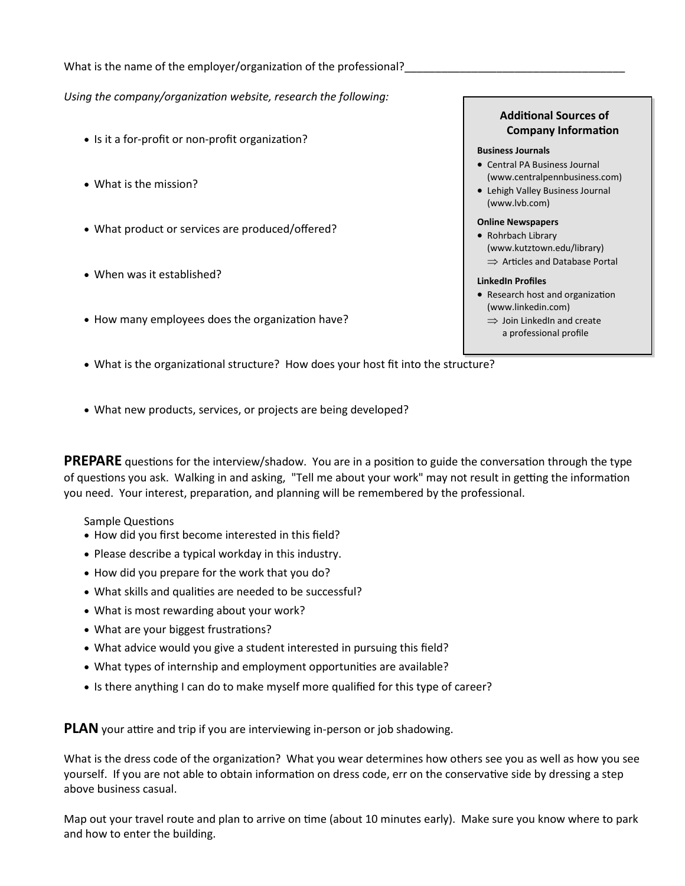What is the name of the employer/organization of the professional?___________________________________

*Using the company/organization website, research the following:*

- Is it a for-profit or non-profit organization?
- What is the mission?
- What product or services are produced/offered?
- When was it established?
- How many employees does the organization have?
- What is the organizational structure? How does your host fit into the structure?
- What new products, services, or projects are being developed?

**Additional Sources of Company Information**

**Business Journals**
- Central PA Business Journal (www.centralpennbusiness.com)
- Lehigh Valley Business Journal (www.lvb.com)

**Online Newspapers**
- Rohrbach Library (www.kutztown.edu/library)
  - ⇒ Articles and Database Portal

**LinkedIn Profiles**
- Research host and organization (www.linkedin.com)
  - ⇒ Join LinkedIn and create a professional profile

**PREPARE** questions for the interview/shadow. You are in a position to guide the conversation through the type of questions you ask. Walking in and asking, "Tell me about your work" may not result in getting the information you need. Your interest, preparation, and planning will be remembered by the professional.

Sample Questions
- How did you first become interested in this field?
- Please describe a typical workday in this industry.
- How did you prepare for the work that you do?
- What skills and qualities are needed to be successful?
- What is most rewarding about your work?
- What are your biggest frustrations?
- What advice would you give a student interested in pursuing this field?
- What types of internship and employment opportunities are available?
- Is there anything I can do to make myself more qualified for this type of career?

**PLAN** your attire and trip if you are interviewing in-person or job shadowing.

What is the dress code of the organization? What you wear determines how others see you as well as how you see yourself. If you are not able to obtain information on dress code, err on the conservative side by dressing a step above business casual.

Map out your travel route and plan to arrive on time (about 10 minutes early). Make sure you know where to park and how to enter the building.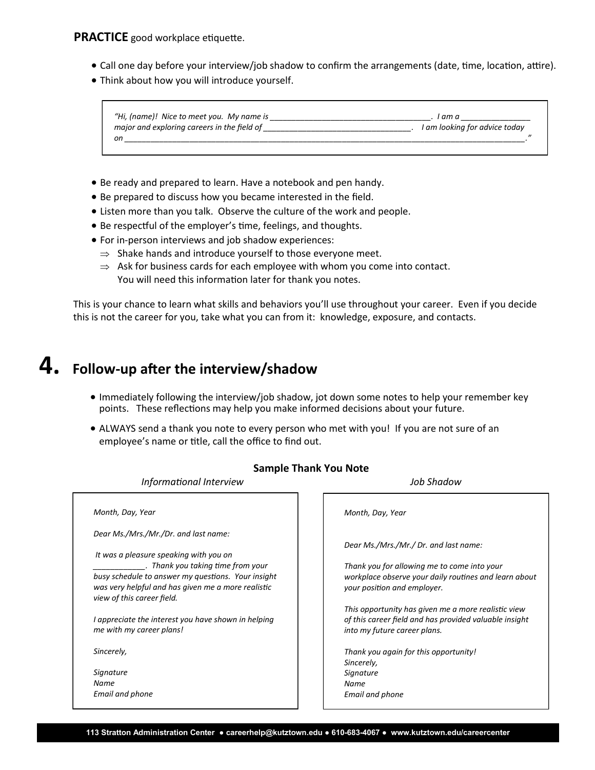**PRACTICE** good workplace etiquette.

- Call one day before your interview/job shadow to confirm the arrangements (date, time, location, attire).
- Think about how you will introduce yourself.

> *"Hi, (name)! Nice to meet you. My name is ___________________________________. I am a _______________ major and exploring careers in the field of ________________________________. I am looking for advice today on _____________________________________________________________________________________."*

- Be ready and prepared to learn. Have a notebook and pen handy.
- Be prepared to discuss how you became interested in the field.
- Listen more than you talk. Observe the culture of the work and people.
- Be respectful of the employer's time, feelings, and thoughts.
- For in-person interviews and job shadow experiences:
  - ⇒ Shake hands and introduce yourself to those everyone meet.
  - ⇒ Ask for business cards for each employee with whom you come into contact. You will need this information later for thank you notes.

This is your chance to learn what skills and behaviors you'll use throughout your career. Even if you decide this is not the career for you, take what you can from it: knowledge, exposure, and contacts.

# 4. Follow-up after the interview/shadow

- Immediately following the interview/job shadow, jot down some notes to help your remember key points. These reflections may help you make informed decisions about your future.
- ALWAYS send a thank you note to every person who met with you! If you are not sure of an employee's name or title, call the office to find out.

**Sample Thank You Note**

*Informational Interview*

> *Month, Day, Year*
>
> *Dear Ms./Mrs./Mr./Dr. and last name:*
>
> *It was a pleasure speaking with you on ___________. Thank you taking time from your busy schedule to answer my questions. Your insight was very helpful and has given me a more realistic view of this career field.*
>
> *I appreciate the interest you have shown in helping me with my career plans!*
>
> *Sincerely,*
>
> *Signature*
> *Name*
> *Email and phone*

*Job Shadow*

> *Month, Day, Year*
>
> *Dear Ms./Mrs./Mr./ Dr. and last name:*
>
> *Thank you for allowing me to come into your workplace observe your daily routines and learn about your position and employer.*
>
> *This opportunity has given me a more realistic view of this career field and has provided valuable insight into my future career plans.*
>
> *Thank you again for this opportunity!*
> *Sincerely,*
> *Signature*
> *Name*
> *Email and phone*